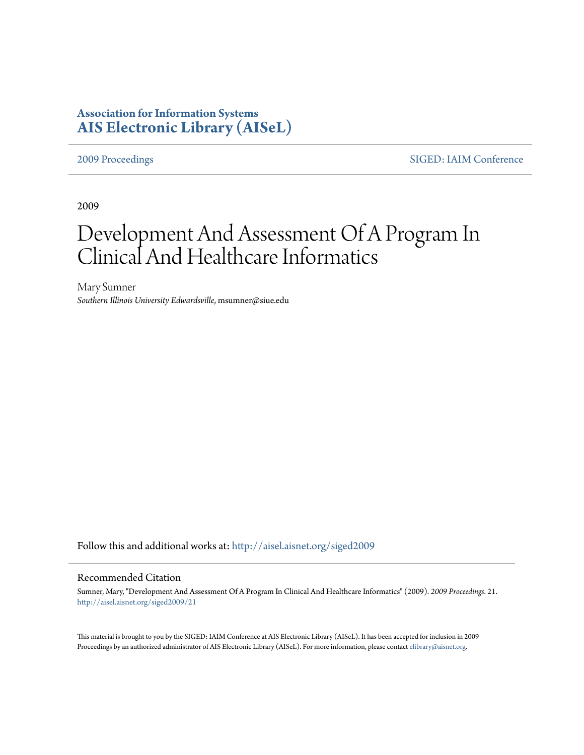**Association for Information Systems**
**AIS Electronic Library (AISeL)**

2009 Proceedings | SIGED: IAIM Conference

2009

# Development And Assessment Of A Program In Clinical And Healthcare Informatics

Mary Sumner
*Southern Illinois University Edwardsville*, msumner@siue.edu

Follow this and additional works at: http://aisel.aisnet.org/siged2009

## Recommended Citation

Sumner, Mary, "Development And Assessment Of A Program In Clinical And Healthcare Informatics" (2009). *2009 Proceedings*. 21.
http://aisel.aisnet.org/siged2009/21

This material is brought to you by the SIGED: IAIM Conference at AIS Electronic Library (AISeL). It has been accepted for inclusion in 2009 Proceedings by an authorized administrator of AIS Electronic Library (AISeL). For more information, please contact elibrary@aisnet.org.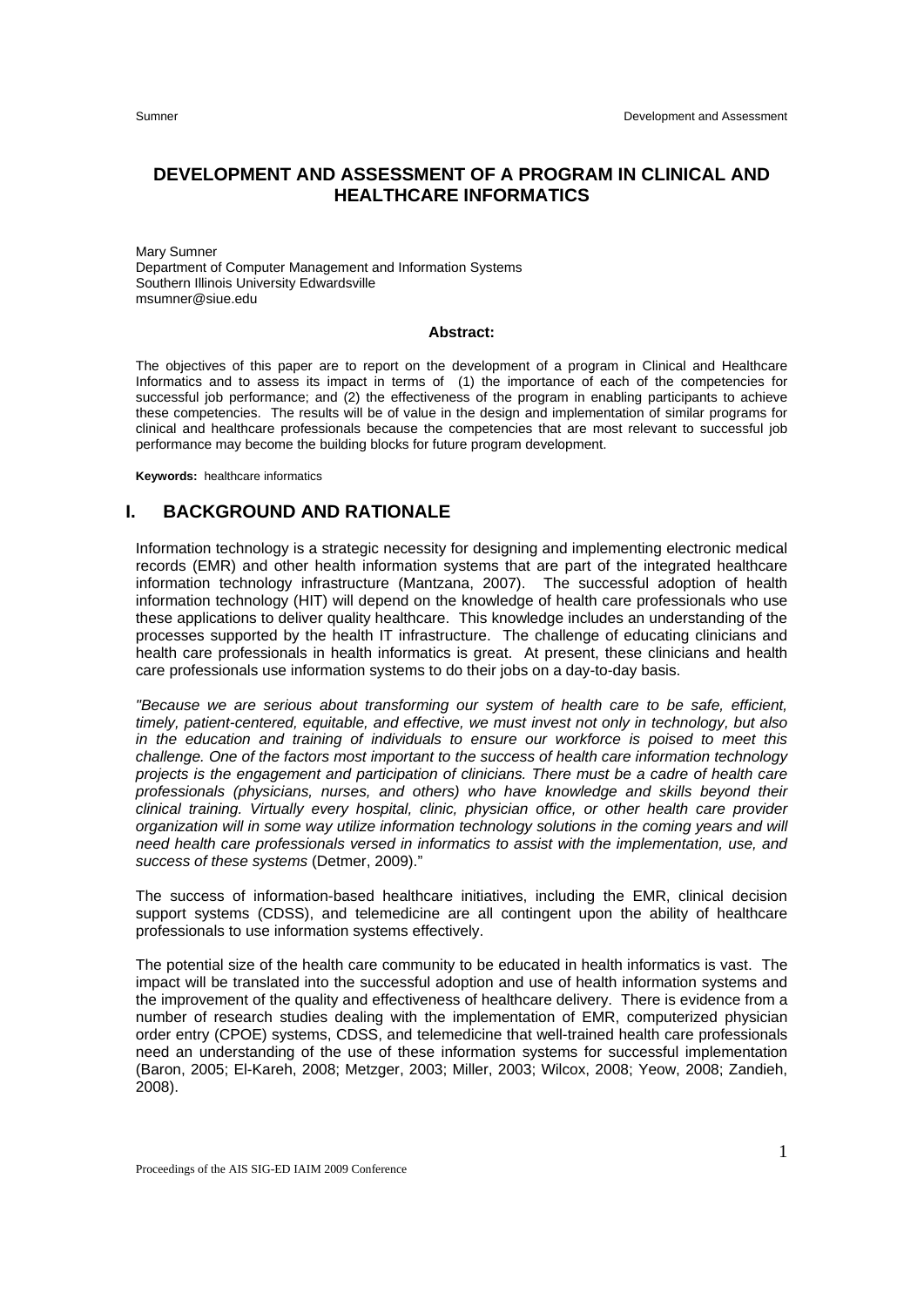# DEVELOPMENT AND ASSESSMENT OF A PROGRAM IN CLINICAL AND HEALTHCARE INFORMATICS

Mary Sumner
Department of Computer Management and Information Systems
Southern Illinois University Edwardsville
msumner@siue.edu

**Abstract:**

The objectives of this paper are to report on the development of a program in Clinical and Healthcare Informatics and to assess its impact in terms of (1) the importance of each of the competencies for successful job performance; and (2) the effectiveness of the program in enabling participants to achieve these competencies. The results will be of value in the design and implementation of similar programs for clinical and healthcare professionals because the competencies that are most relevant to successful job performance may become the building blocks for future program development.

**Keywords:** healthcare informatics

## I. BACKGROUND AND RATIONALE

Information technology is a strategic necessity for designing and implementing electronic medical records (EMR) and other health information systems that are part of the integrated healthcare information technology infrastructure (Mantzana, 2007). The successful adoption of health information technology (HIT) will depend on the knowledge of health care professionals who use these applications to deliver quality healthcare. This knowledge includes an understanding of the processes supported by the health IT infrastructure. The challenge of educating clinicians and health care professionals in health informatics is great. At present, these clinicians and health care professionals use information systems to do their jobs on a day-to-day basis.

*"Because we are serious about transforming our system of health care to be safe, efficient, timely, patient-centered, equitable, and effective, we must invest not only in technology, but also in the education and training of individuals to ensure our workforce is poised to meet this challenge. One of the factors most important to the success of health care information technology projects is the engagement and participation of clinicians. There must be a cadre of health care professionals (physicians, nurses, and others) who have knowledge and skills beyond their clinical training. Virtually every hospital, clinic, physician office, or other health care provider organization will in some way utilize information technology solutions in the coming years and will need health care professionals versed in informatics to assist with the implementation, use, and success of these systems* (Detmer, 2009)."

The success of information-based healthcare initiatives, including the EMR, clinical decision support systems (CDSS), and telemedicine are all contingent upon the ability of healthcare professionals to use information systems effectively.

The potential size of the health care community to be educated in health informatics is vast. The impact will be translated into the successful adoption and use of health information systems and the improvement of the quality and effectiveness of healthcare delivery. There is evidence from a number of research studies dealing with the implementation of EMR, computerized physician order entry (CPOE) systems, CDSS, and telemedicine that well-trained health care professionals need an understanding of the use of these information systems for successful implementation (Baron, 2005; El-Kareh, 2008; Metzger, 2003; Miller, 2003; Wilcox, 2008; Yeow, 2008; Zandieh, 2008).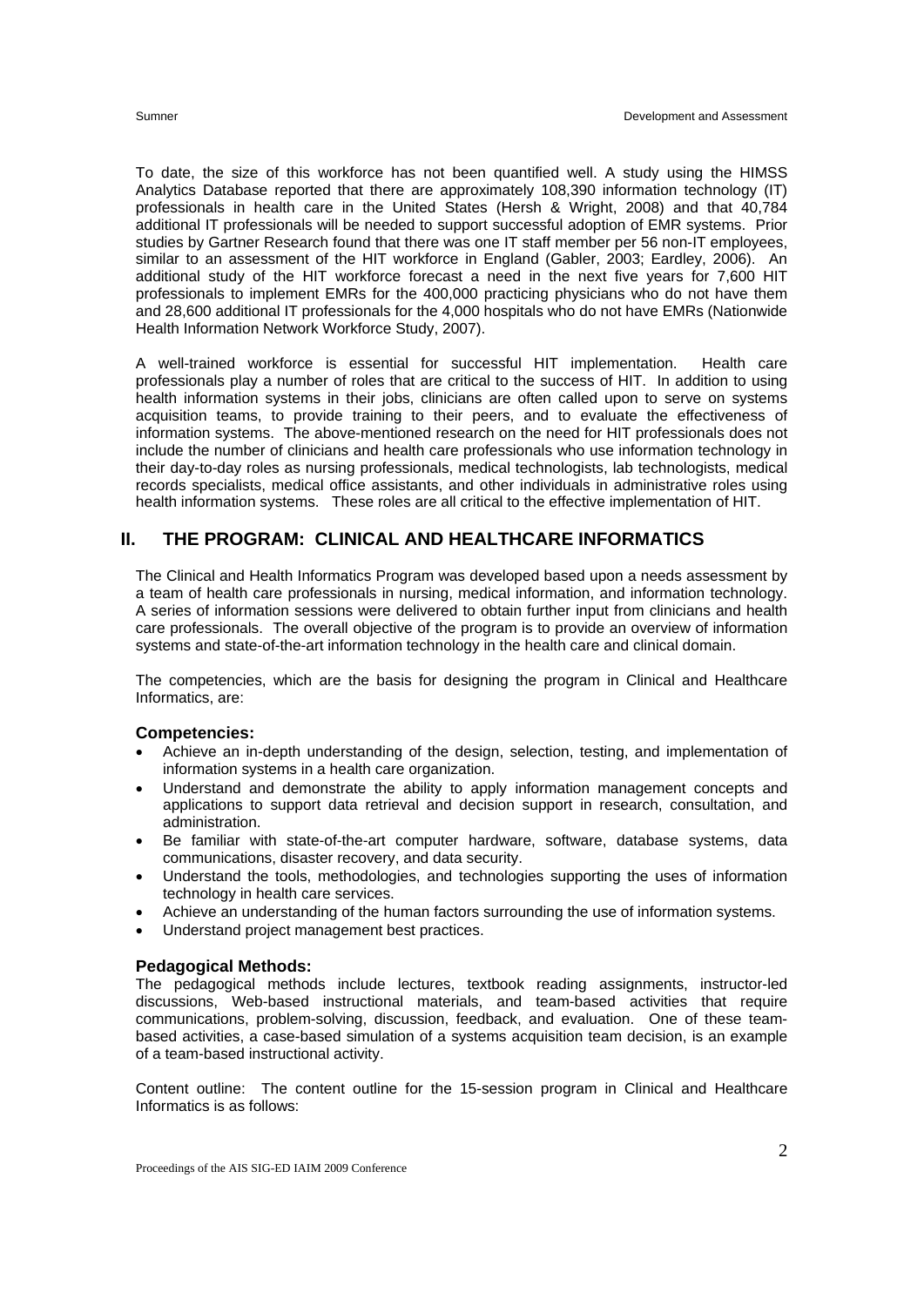To date, the size of this workforce has not been quantified well. A study using the HIMSS Analytics Database reported that there are approximately 108,390 information technology (IT) professionals in health care in the United States (Hersh & Wright, 2008) and that 40,784 additional IT professionals will be needed to support successful adoption of EMR systems. Prior studies by Gartner Research found that there was one IT staff member per 56 non-IT employees, similar to an assessment of the HIT workforce in England (Gabler, 2003; Eardley, 2006). An additional study of the HIT workforce forecast a need in the next five years for 7,600 HIT professionals to implement EMRs for the 400,000 practicing physicians who do not have them and 28,600 additional IT professionals for the 4,000 hospitals who do not have EMRs (Nationwide Health Information Network Workforce Study, 2007).

A well-trained workforce is essential for successful HIT implementation. Health care professionals play a number of roles that are critical to the success of HIT. In addition to using health information systems in their jobs, clinicians are often called upon to serve on systems acquisition teams, to provide training to their peers, and to evaluate the effectiveness of information systems. The above-mentioned research on the need for HIT professionals does not include the number of clinicians and health care professionals who use information technology in their day-to-day roles as nursing professionals, medical technologists, lab technologists, medical records specialists, medical office assistants, and other individuals in administrative roles using health information systems. These roles are all critical to the effective implementation of HIT.

## II. THE PROGRAM: CLINICAL AND HEALTHCARE INFORMATICS

The Clinical and Health Informatics Program was developed based upon a needs assessment by a team of health care professionals in nursing, medical information, and information technology. A series of information sessions were delivered to obtain further input from clinicians and health care professionals. The overall objective of the program is to provide an overview of information systems and state-of-the-art information technology in the health care and clinical domain.

The competencies, which are the basis for designing the program in Clinical and Healthcare Informatics, are:

### Competencies:

- Achieve an in-depth understanding of the design, selection, testing, and implementation of information systems in a health care organization.
- Understand and demonstrate the ability to apply information management concepts and applications to support data retrieval and decision support in research, consultation, and administration.
- Be familiar with state-of-the-art computer hardware, software, database systems, data communications, disaster recovery, and data security.
- Understand the tools, methodologies, and technologies supporting the uses of information technology in health care services.
- Achieve an understanding of the human factors surrounding the use of information systems.
- Understand project management best practices.

### Pedagogical Methods:

The pedagogical methods include lectures, textbook reading assignments, instructor-led discussions, Web-based instructional materials, and team-based activities that require communications, problem-solving, discussion, feedback, and evaluation. One of these team-based activities, a case-based simulation of a systems acquisition team decision, is an example of a team-based instructional activity.

Content outline: The content outline for the 15-session program in Clinical and Healthcare Informatics is as follows: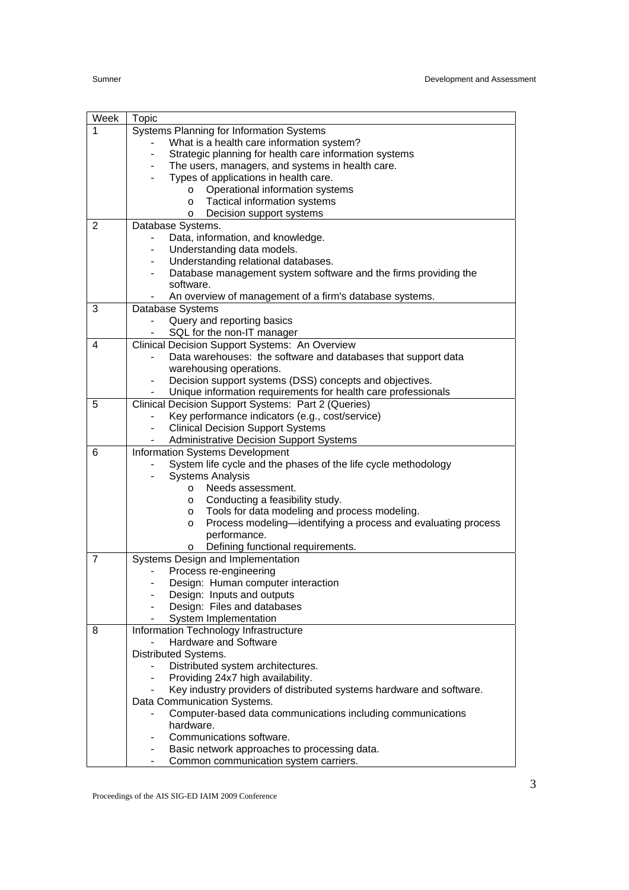| Week | Topic |
|---|---|
| 1 | Systems Planning for Information Systems<br>- What is a health care information system?<br>- Strategic planning for health care information systems<br>- The users, managers, and systems in health care.<br>- Types of applications in health care.<br>&nbsp;&nbsp;&nbsp;&nbsp;o Operational information systems<br>&nbsp;&nbsp;&nbsp;&nbsp;o Tactical information systems<br>&nbsp;&nbsp;&nbsp;&nbsp;o Decision support systems |
| 2 | Database Systems.<br>- Data, information, and knowledge.<br>- Understanding data models.<br>- Understanding relational databases.<br>- Database management system software and the firms providing the software.<br>- An overview of management of a firm's database systems. |
| 3 | Database Systems<br>- Query and reporting basics<br>- SQL for the non-IT manager |
| 4 | Clinical Decision Support Systems: An Overview<br>- Data warehouses: the software and databases that support data warehousing operations.<br>- Decision support systems (DSS) concepts and objectives.<br>- Unique information requirements for health care professionals |
| 5 | Clinical Decision Support Systems: Part 2 (Queries)<br>- Key performance indicators (e.g., cost/service)<br>- Clinical Decision Support Systems<br>- Administrative Decision Support Systems |
| 6 | Information Systems Development<br>- System life cycle and the phases of the life cycle methodology<br>- Systems Analysis<br>&nbsp;&nbsp;&nbsp;&nbsp;o Needs assessment.<br>&nbsp;&nbsp;&nbsp;&nbsp;o Conducting a feasibility study.<br>&nbsp;&nbsp;&nbsp;&nbsp;o Tools for data modeling and process modeling.<br>&nbsp;&nbsp;&nbsp;&nbsp;o Process modeling—identifying a process and evaluating process performance.<br>&nbsp;&nbsp;&nbsp;&nbsp;o Defining functional requirements. |
| 7 | Systems Design and Implementation<br>- Process re-engineering<br>- Design: Human computer interaction<br>- Design: Inputs and outputs<br>- Design: Files and databases<br>- System Implementation |
| 8 | Information Technology Infrastructure<br>- Hardware and Software<br>Distributed Systems.<br>- Distributed system architectures.<br>- Providing 24x7 high availability.<br>- Key industry providers of distributed systems hardware and software.<br>Data Communication Systems.<br>- Computer-based data communications including communications hardware.<br>- Communications software.<br>- Basic network approaches to processing data.<br>- Common communication system carriers. |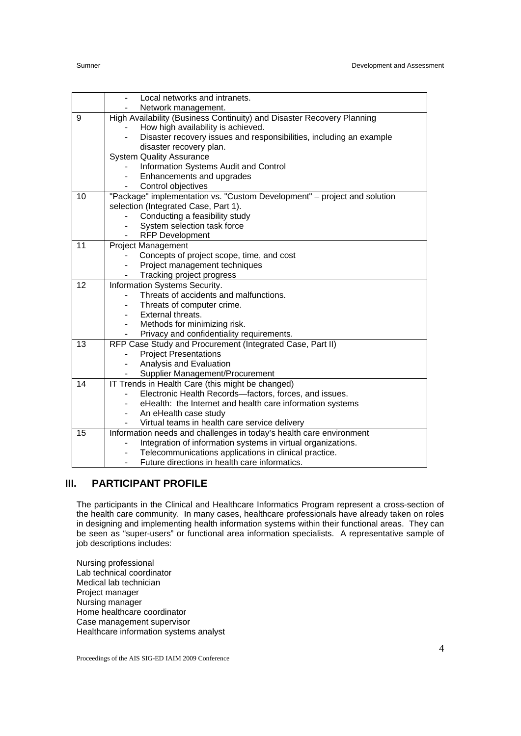| | |
|---|---|
| | - Local networks and intranets.<br>- Network management. |
| 9 | High Availability (Business Continuity) and Disaster Recovery Planning<br>- How high availability is achieved.<br>- Disaster recovery issues and responsibilities, including an example disaster recovery plan.<br>System Quality Assurance<br>- Information Systems Audit and Control<br>- Enhancements and upgrades<br>- Control objectives |
| 10 | "Package" implementation vs. "Custom Development" – project and solution selection (Integrated Case, Part 1).<br>- Conducting a feasibility study<br>- System selection task force<br>- RFP Development |
| 11 | Project Management<br>- Concepts of project scope, time, and cost<br>- Project management techniques<br>- Tracking project progress |
| 12 | Information Systems Security.<br>- Threats of accidents and malfunctions.<br>- Threats of computer crime.<br>- External threats.<br>- Methods for minimizing risk.<br>- Privacy and confidentiality requirements. |
| 13 | RFP Case Study and Procurement (Integrated Case, Part II)<br>- Project Presentations<br>- Analysis and Evaluation<br>- Supplier Management/Procurement |
| 14 | IT Trends in Health Care (this might be changed)<br>- Electronic Health Records—factors, forces, and issues.<br>- eHealth: the Internet and health care information systems<br>- An eHealth case study<br>- Virtual teams in health care service delivery |
| 15 | Information needs and challenges in today's health care environment<br>- Integration of information systems in virtual organizations.<br>- Telecommunications applications in clinical practice.<br>- Future directions in health care informatics. |

## III. PARTICIPANT PROFILE

The participants in the Clinical and Healthcare Informatics Program represent a cross-section of the health care community. In many cases, healthcare professionals have already taken on roles in designing and implementing health information systems within their functional areas. They can be seen as "super-users" or functional area information specialists. A representative sample of job descriptions includes:

Nursing professional
Lab technical coordinator
Medical lab technician
Project manager
Nursing manager
Home healthcare coordinator
Case management supervisor
Healthcare information systems analyst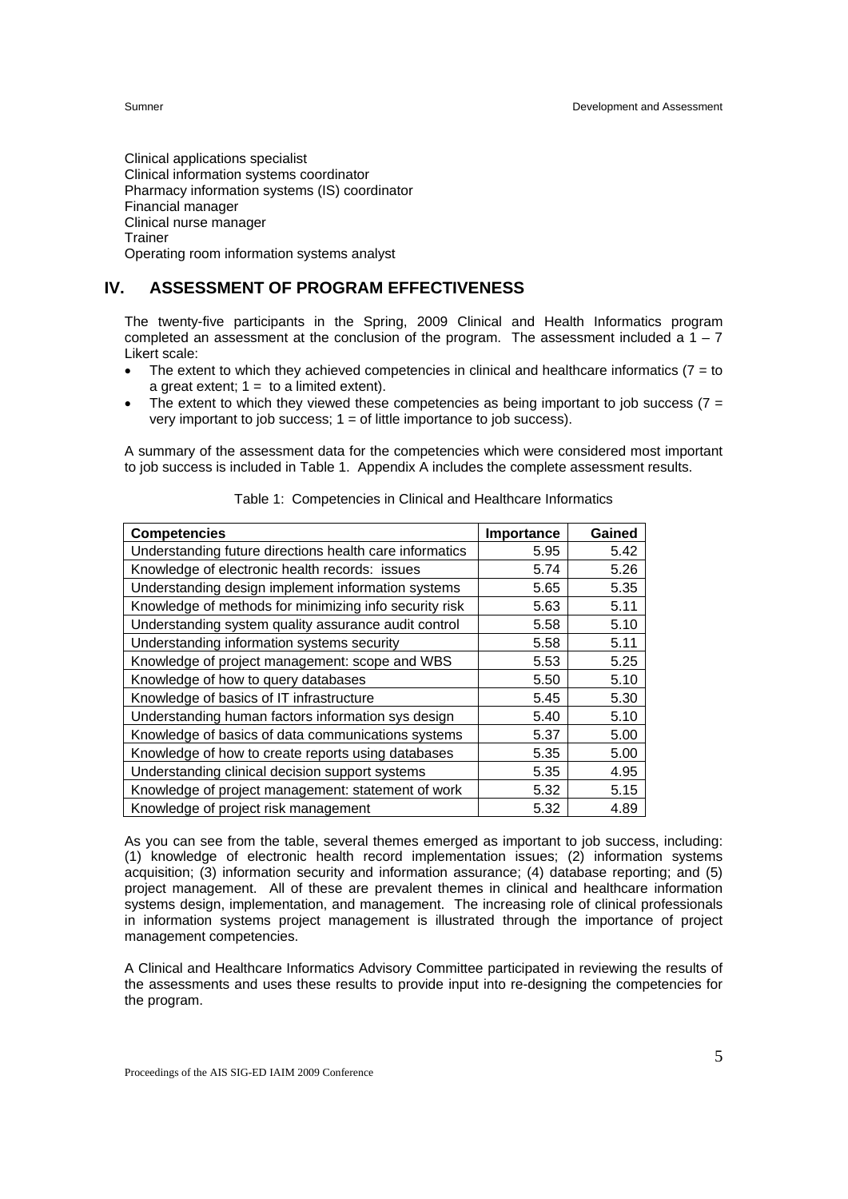Clinical applications specialist
Clinical information systems coordinator
Pharmacy information systems (IS) coordinator
Financial manager
Clinical nurse manager
Trainer
Operating room information systems analyst

## IV. ASSESSMENT OF PROGRAM EFFECTIVENESS

The twenty-five participants in the Spring, 2009 Clinical and Health Informatics program completed an assessment at the conclusion of the program. The assessment included a 1 – 7 Likert scale:

- The extent to which they achieved competencies in clinical and healthcare informatics (7 = to a great extent; 1 = to a limited extent).
- The extent to which they viewed these competencies as being important to job success (7 = very important to job success; 1 = of little importance to job success).

A summary of the assessment data for the competencies which were considered most important to job success is included in Table 1. Appendix A includes the complete assessment results.

Table 1: Competencies in Clinical and Healthcare Informatics

| Competencies | Importance | Gained |
|---|---|---|
| Understanding future directions health care informatics | 5.95 | 5.42 |
| Knowledge of electronic health records: issues | 5.74 | 5.26 |
| Understanding design implement information systems | 5.65 | 5.35 |
| Knowledge of methods for minimizing info security risk | 5.63 | 5.11 |
| Understanding system quality assurance audit control | 5.58 | 5.10 |
| Understanding information systems security | 5.58 | 5.11 |
| Knowledge of project management: scope and WBS | 5.53 | 5.25 |
| Knowledge of how to query databases | 5.50 | 5.10 |
| Knowledge of basics of IT infrastructure | 5.45 | 5.30 |
| Understanding human factors information sys design | 5.40 | 5.10 |
| Knowledge of basics of data communications systems | 5.37 | 5.00 |
| Knowledge of how to create reports using databases | 5.35 | 5.00 |
| Understanding clinical decision support systems | 5.35 | 4.95 |
| Knowledge of project management: statement of work | 5.32 | 5.15 |
| Knowledge of project risk management | 5.32 | 4.89 |

As you can see from the table, several themes emerged as important to job success, including: (1) knowledge of electronic health record implementation issues; (2) information systems acquisition; (3) information security and information assurance; (4) database reporting; and (5) project management. All of these are prevalent themes in clinical and healthcare information systems design, implementation, and management. The increasing role of clinical professionals in information systems project management is illustrated through the importance of project management competencies.

A Clinical and Healthcare Informatics Advisory Committee participated in reviewing the results of the assessments and uses these results to provide input into re-designing the competencies for the program.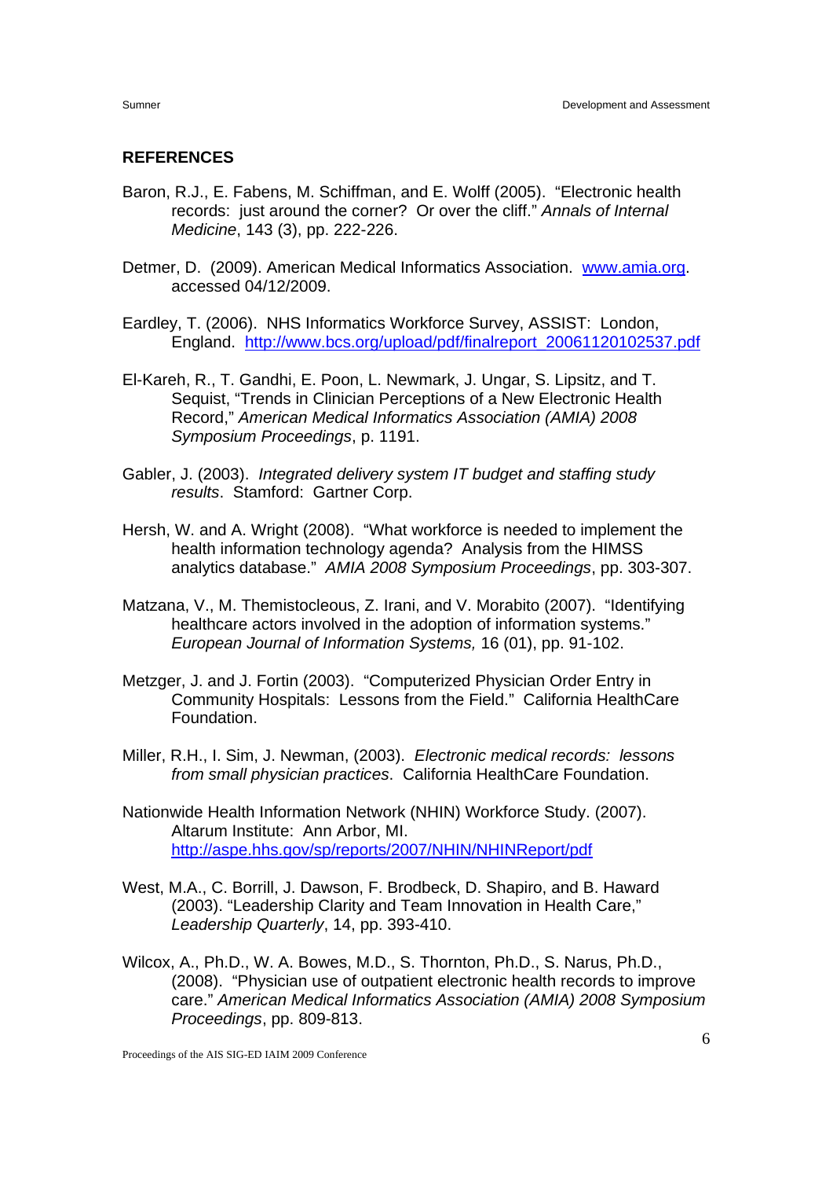## REFERENCES

Baron, R.J., E. Fabens, M. Schiffman, and E. Wolff (2005). "Electronic health records: just around the corner? Or over the cliff." *Annals of Internal Medicine*, 143 (3), pp. 222-226.

Detmer, D. (2009). American Medical Informatics Association. www.amia.org. accessed 04/12/2009.

Eardley, T. (2006). NHS Informatics Workforce Survey, ASSIST: London, England. http://www.bcs.org/upload/pdf/finalreport_20061120102537.pdf

El-Kareh, R., T. Gandhi, E. Poon, L. Newmark, J. Ungar, S. Lipsitz, and T. Sequist, "Trends in Clinician Perceptions of a New Electronic Health Record," *American Medical Informatics Association (AMIA) 2008 Symposium Proceedings*, p. 1191.

Gabler, J. (2003). *Integrated delivery system IT budget and staffing study results*. Stamford: Gartner Corp.

Hersh, W. and A. Wright (2008). "What workforce is needed to implement the health information technology agenda? Analysis from the HIMSS analytics database." *AMIA 2008 Symposium Proceedings*, pp. 303-307.

Matzana, V., M. Themistocleous, Z. Irani, and V. Morabito (2007). "Identifying healthcare actors involved in the adoption of information systems." *European Journal of Information Systems,* 16 (01), pp. 91-102.

Metzger, J. and J. Fortin (2003). "Computerized Physician Order Entry in Community Hospitals: Lessons from the Field." California HealthCare Foundation.

Miller, R.H., I. Sim, J. Newman, (2003). *Electronic medical records: lessons from small physician practices*. California HealthCare Foundation.

Nationwide Health Information Network (NHIN) Workforce Study. (2007). Altarum Institute: Ann Arbor, MI. http://aspe.hhs.gov/sp/reports/2007/NHIN/NHINReport/pdf

West, M.A., C. Borrill, J. Dawson, F. Brodbeck, D. Shapiro, and B. Haward (2003). "Leadership Clarity and Team Innovation in Health Care," *Leadership Quarterly*, 14, pp. 393-410.

Wilcox, A., Ph.D., W. A. Bowes, M.D., S. Thornton, Ph.D., S. Narus, Ph.D., (2008). "Physician use of outpatient electronic health records to improve care." *American Medical Informatics Association (AMIA) 2008 Symposium Proceedings*, pp. 809-813.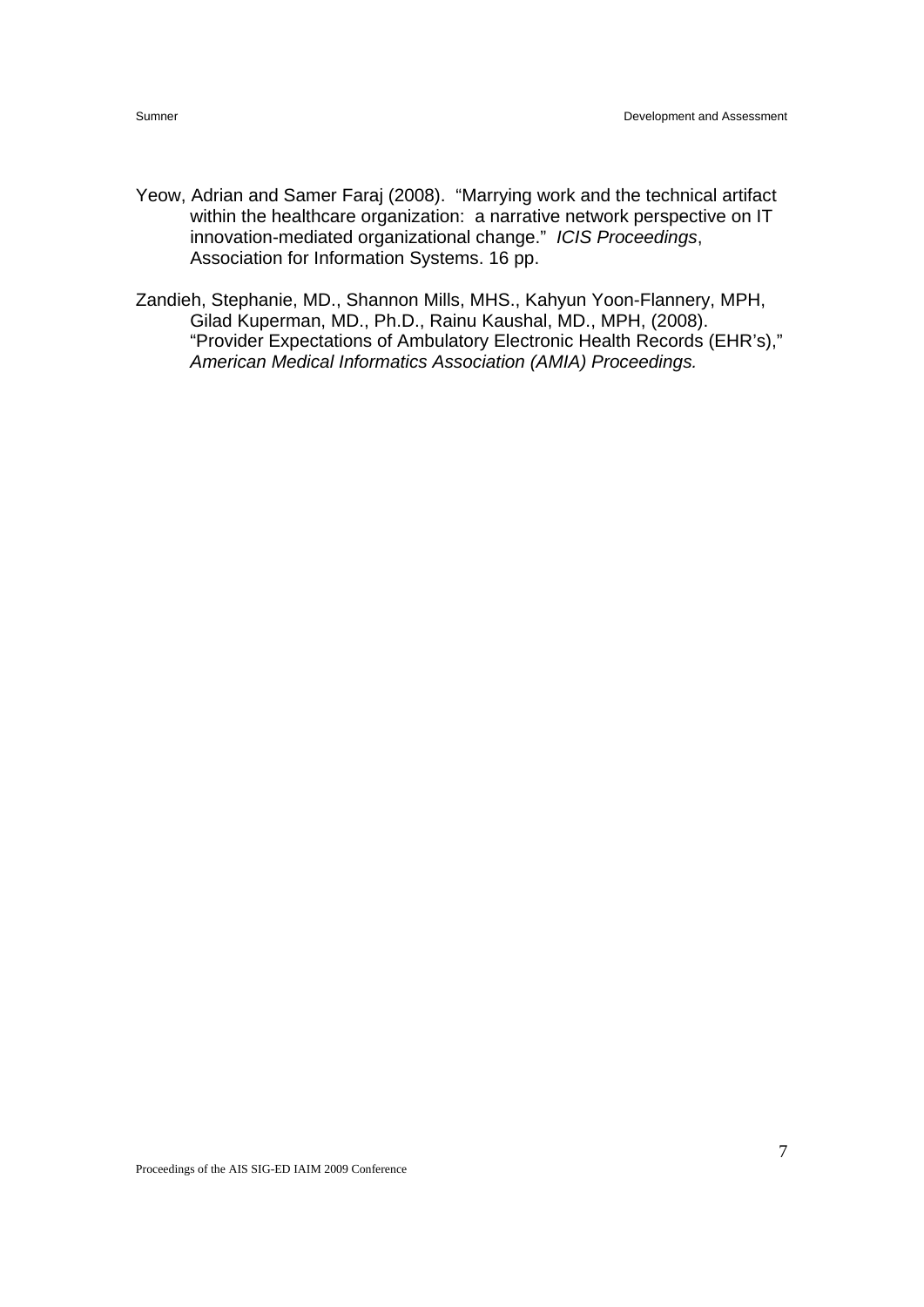Yeow, Adrian and Samer Faraj (2008). "Marrying work and the technical artifact within the healthcare organization: a narrative network perspective on IT innovation-mediated organizational change." *ICIS Proceedings*, Association for Information Systems. 16 pp.

Zandieh, Stephanie, MD., Shannon Mills, MHS., Kahyun Yoon-Flannery, MPH, Gilad Kuperman, MD., Ph.D., Rainu Kaushal, MD., MPH, (2008). "Provider Expectations of Ambulatory Electronic Health Records (EHR's)," *American Medical Informatics Association (AMIA) Proceedings.*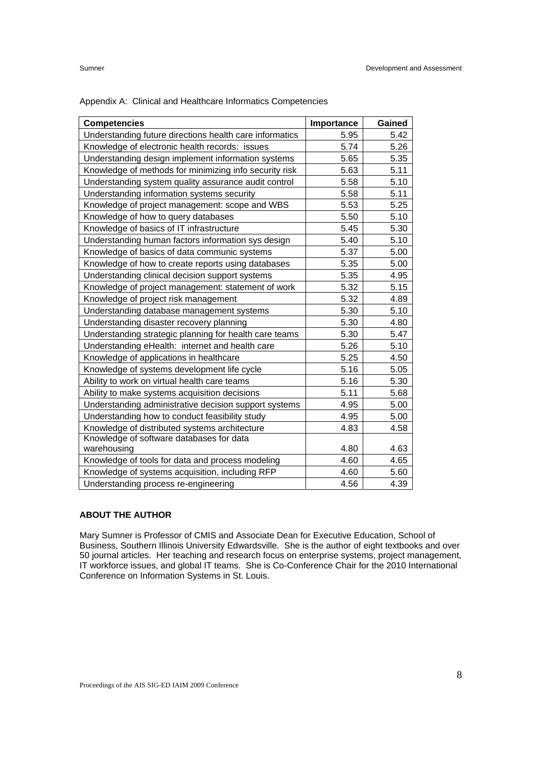Appendix A: Clinical and Healthcare Informatics Competencies

| Competencies | Importance | Gained |
|---|---|---|
| Understanding future directions health care informatics | 5.95 | 5.42 |
| Knowledge of electronic health records: issues | 5.74 | 5.26 |
| Understanding design implement information systems | 5.65 | 5.35 |
| Knowledge of methods for minimizing info security risk | 5.63 | 5.11 |
| Understanding system quality assurance audit control | 5.58 | 5.10 |
| Understanding information systems security | 5.58 | 5.11 |
| Knowledge of project management: scope and WBS | 5.53 | 5.25 |
| Knowledge of how to query databases | 5.50 | 5.10 |
| Knowledge of basics of IT infrastructure | 5.45 | 5.30 |
| Understanding human factors information sys design | 5.40 | 5.10 |
| Knowledge of basics of data communic systems | 5.37 | 5.00 |
| Knowledge of how to create reports using databases | 5.35 | 5.00 |
| Understanding clinical decision support systems | 5.35 | 4.95 |
| Knowledge of project management: statement of work | 5.32 | 5.15 |
| Knowledge of project risk management | 5.32 | 4.89 |
| Understanding database management systems | 5.30 | 5.10 |
| Understanding disaster recovery planning | 5.30 | 4.80 |
| Understanding strategic planning for health care teams | 5.30 | 5.47 |
| Understanding eHealth: internet and health care | 5.26 | 5.10 |
| Knowledge of applications in healthcare | 5.25 | 4.50 |
| Knowledge of systems development life cycle | 5.16 | 5.05 |
| Ability to work on virtual health care teams | 5.16 | 5.30 |
| Ability to make systems acquisition decisions | 5.11 | 5.68 |
| Understanding administrative decision support systems | 4.95 | 5.00 |
| Understanding how to conduct feasibility study | 4.95 | 5.00 |
| Knowledge of distributed systems architecture | 4.83 | 4.58 |
| Knowledge of software databases for data warehousing | 4.80 | 4.63 |
| Knowledge of tools for data and process modeling | 4.60 | 4.65 |
| Knowledge of systems acquisition, including RFP | 4.60 | 5.60 |
| Understanding process re-engineering | 4.56 | 4.39 |

## ABOUT THE AUTHOR

Mary Sumner is Professor of CMIS and Associate Dean for Executive Education, School of Business, Southern Illinois University Edwardsville. She is the author of eight textbooks and over 50 journal articles. Her teaching and research focus on enterprise systems, project management, IT workforce issues, and global IT teams. She is Co-Conference Chair for the 2010 International Conference on Information Systems in St. Louis.